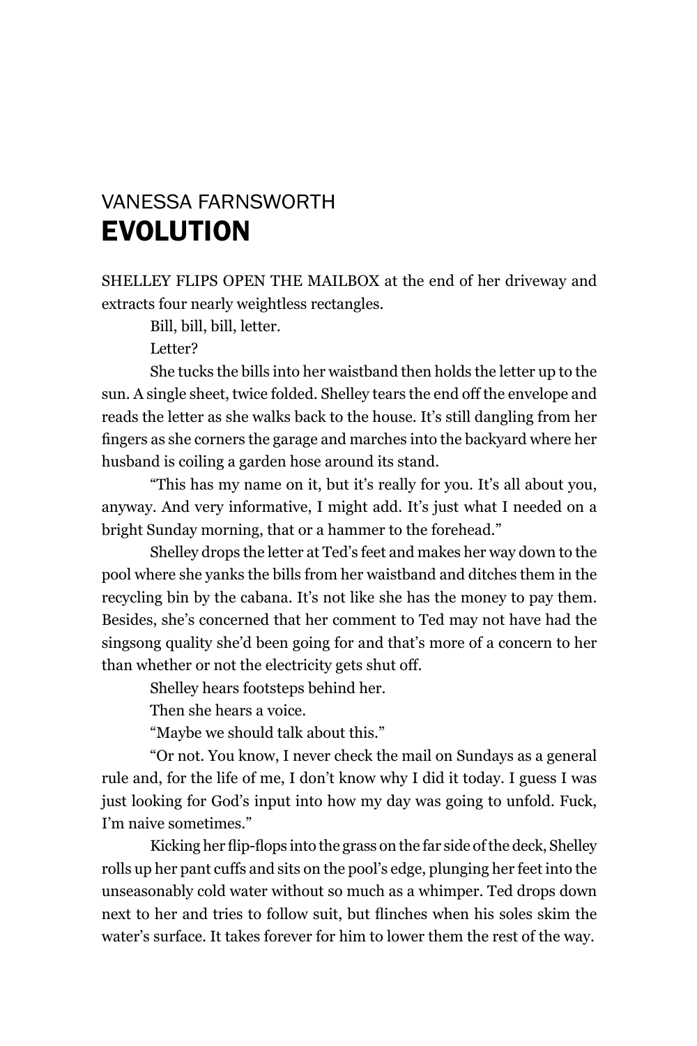VANESSA FARNSWORTH

# EVOLUTION

SHELLEY FLIPS OPEN THE MAILBOX at the end of her driveway and extracts four nearly weightless rectangles.

Bill, bill, bill, letter.

Letter?

She tucks the bills into her waistband then holds the letter up to the sun. A single sheet, twice folded. Shelley tears the end off the envelope and reads the letter as she walks back to the house. It's still dangling from her fingers as she corners the garage and marches into the backyard where her husband is coiling a garden hose around its stand.

"This has my name on it, but it's really for you. It's all about you, anyway. And very informative, I might add. It's just what I needed on a bright Sunday morning, that or a hammer to the forehead."

Shelley drops the letter at Ted's feet and makes her way down to the pool where she yanks the bills from her waistband and ditches them in the recycling bin by the cabana. It's not like she has the money to pay them. Besides, she's concerned that her comment to Ted may not have had the singsong quality she'd been going for and that's more of a concern to her than whether or not the electricity gets shut off.

Shelley hears footsteps behind her.

Then she hears a voice.

"Maybe we should talk about this."

"Or not. You know, I never check the mail on Sundays as a general rule and, for the life of me, I don't know why I did it today. I guess I was just looking for God's input into how my day was going to unfold. Fuck, I'm naive sometimes."

Kicking her flip-flops into the grass on the far side of the deck, Shelley rolls up her pant cuffs and sits on the pool's edge, plunging her feet into the unseasonably cold water without so much as a whimper. Ted drops down next to her and tries to follow suit, but flinches when his soles skim the water's surface. It takes forever for him to lower them the rest of the way.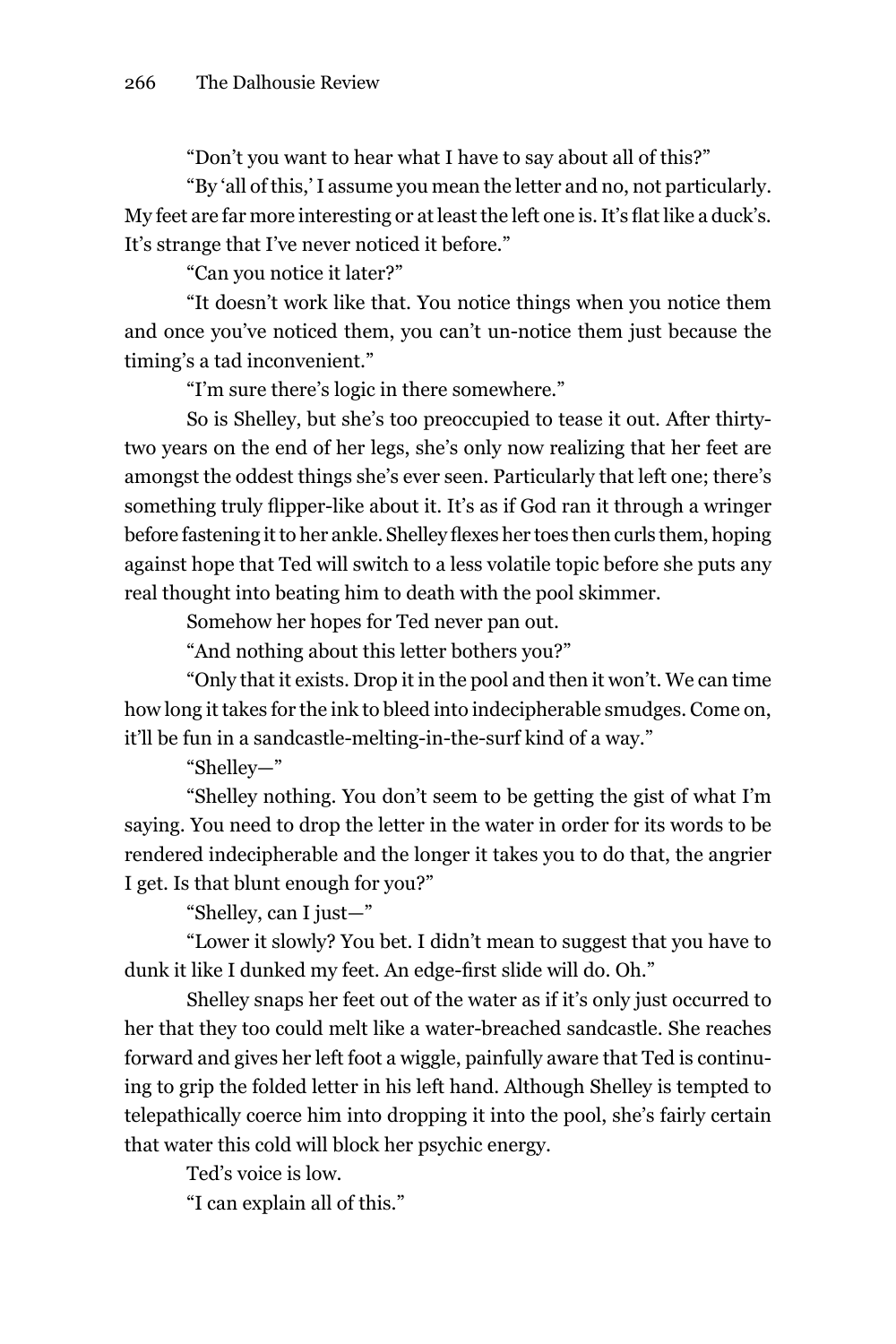"Don't you want to hear what I have to say about all of this?"

"By 'all of this,' I assume you mean the letter and no, not particularly. My feet are far more interesting or at least the left one is. It's flat like a duck's. It's strange that I've never noticed it before."

"Can you notice it later?"

"It doesn't work like that. You notice things when you notice them and once you've noticed them, you can't un-notice them just because the timing's a tad inconvenient."

"I'm sure there's logic in there somewhere."

So is Shelley, but she's too preoccupied to tease it out. After thirty-two years on the end of her legs, she's only now realizing that her feet are amongst the oddest things she's ever seen. Particularly that left one; there's something truly flipper-like about it. It's as if God ran it through a wringer before fastening it to her ankle. Shelley flexes her toes then curls them, hoping against hope that Ted will switch to a less volatile topic before she puts any real thought into beating him to death with the pool skimmer.

Somehow her hopes for Ted never pan out.

"And nothing about this letter bothers you?"

"Only that it exists. Drop it in the pool and then it won't. We can time how long it takes for the ink to bleed into indecipherable smudges. Come on, it'll be fun in a sandcastle-melting-in-the-surf kind of a way."

"Shelley—"

"Shelley nothing. You don't seem to be getting the gist of what I'm saying. You need to drop the letter in the water in order for its words to be rendered indecipherable and the longer it takes you to do that, the angrier I get. Is that blunt enough for you?"

"Shelley, can I just—"

"Lower it slowly? You bet. I didn't mean to suggest that you have to dunk it like I dunked my feet. An edge-first slide will do. Oh."

Shelley snaps her feet out of the water as if it's only just occurred to her that they too could melt like a water-breached sandcastle. She reaches forward and gives her left foot a wiggle, painfully aware that Ted is continuing to grip the folded letter in his left hand. Although Shelley is tempted to telepathically coerce him into dropping it into the pool, she's fairly certain that water this cold will block her psychic energy.

Ted's voice is low.

"I can explain all of this."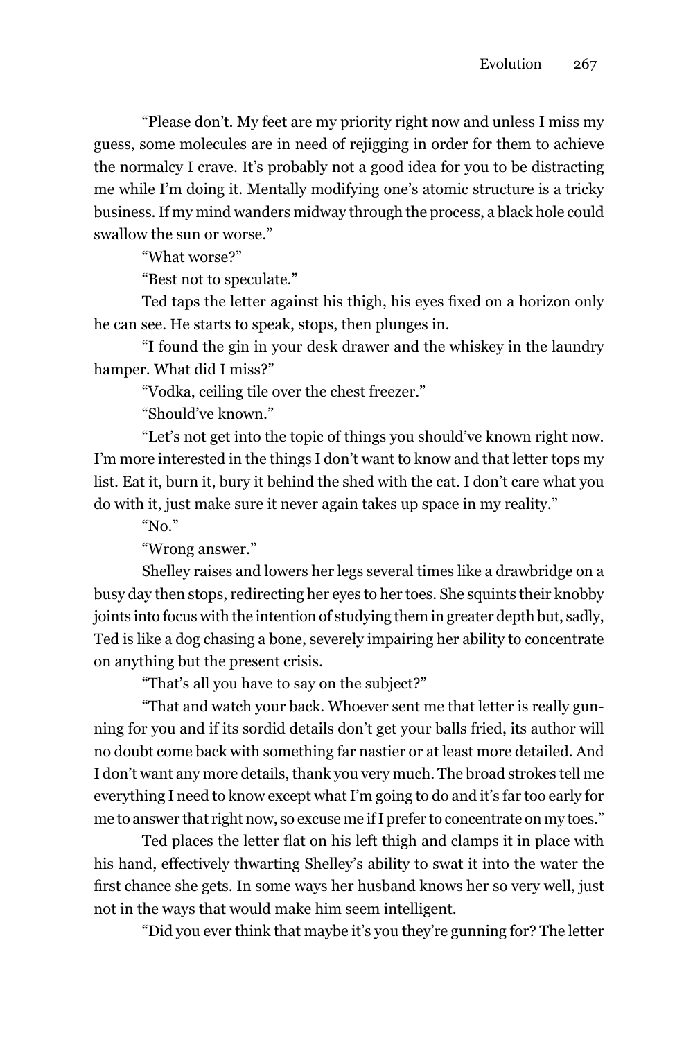"Please don't. My feet are my priority right now and unless I miss my guess, some molecules are in need of rejigging in order for them to achieve the normalcy I crave. It's probably not a good idea for you to be distracting me while I'm doing it. Mentally modifying one's atomic structure is a tricky business. If my mind wanders midway through the process, a black hole could swallow the sun or worse."

"What worse?"

"Best not to speculate."

Ted taps the letter against his thigh, his eyes fixed on a horizon only he can see. He starts to speak, stops, then plunges in.

"I found the gin in your desk drawer and the whiskey in the laundry hamper. What did I miss?"

"Vodka, ceiling tile over the chest freezer."

"Should've known."

"Let's not get into the topic of things you should've known right now. I'm more interested in the things I don't want to know and that letter tops my list. Eat it, burn it, bury it behind the shed with the cat. I don't care what you do with it, just make sure it never again takes up space in my reality."

"No."

"Wrong answer."

Shelley raises and lowers her legs several times like a drawbridge on a busy day then stops, redirecting her eyes to her toes. She squints their knobby joints into focus with the intention of studying them in greater depth but, sadly, Ted is like a dog chasing a bone, severely impairing her ability to concentrate on anything but the present crisis.

"That's all you have to say on the subject?"

"That and watch your back. Whoever sent me that letter is really gunning for you and if its sordid details don't get your balls fried, its author will no doubt come back with something far nastier or at least more detailed. And I don't want any more details, thank you very much. The broad strokes tell me everything I need to know except what I'm going to do and it's far too early for me to answer that right now, so excuse me if I prefer to concentrate on my toes."

Ted places the letter flat on his left thigh and clamps it in place with his hand, effectively thwarting Shelley's ability to swat it into the water the first chance she gets. In some ways her husband knows her so very well, just not in the ways that would make him seem intelligent.

"Did you ever think that maybe it's you they're gunning for? The letter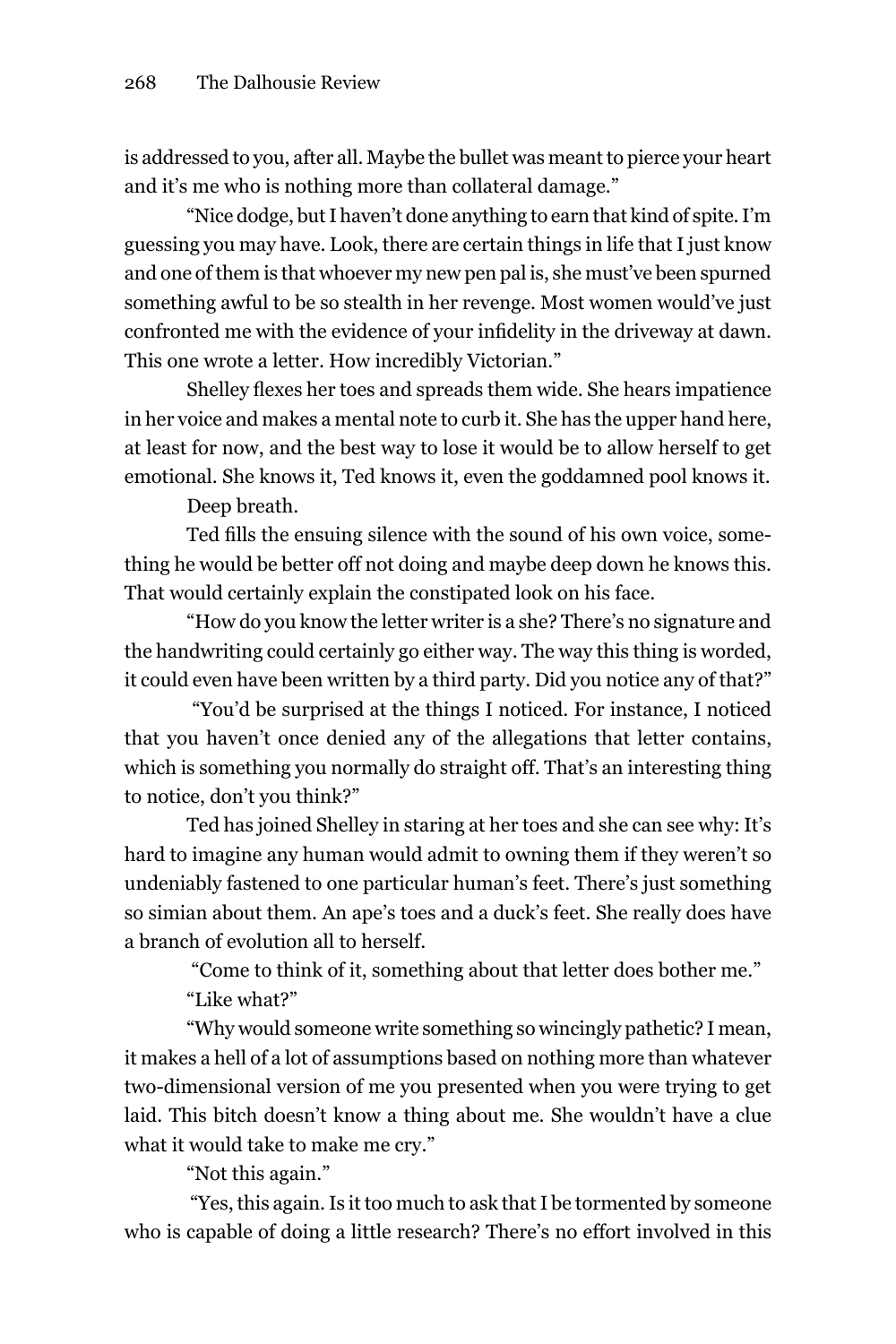is addressed to you, after all. Maybe the bullet was meant to pierce your heart and it's me who is nothing more than collateral damage."

"Nice dodge, but I haven't done anything to earn that kind of spite. I'm guessing you may have. Look, there are certain things in life that I just know and one of them is that whoever my new pen pal is, she must've been spurned something awful to be so stealth in her revenge. Most women would've just confronted me with the evidence of your infidelity in the driveway at dawn. This one wrote a letter. How incredibly Victorian."

Shelley flexes her toes and spreads them wide. She hears impatience in her voice and makes a mental note to curb it. She has the upper hand here, at least for now, and the best way to lose it would be to allow herself to get emotional. She knows it, Ted knows it, even the goddamned pool knows it.

Deep breath.

Ted fills the ensuing silence with the sound of his own voice, something he would be better off not doing and maybe deep down he knows this. That would certainly explain the constipated look on his face.

"How do you know the letter writer is a she? There's no signature and the handwriting could certainly go either way. The way this thing is worded, it could even have been written by a third party. Did you notice any of that?"

"You'd be surprised at the things I noticed. For instance, I noticed that you haven't once denied any of the allegations that letter contains, which is something you normally do straight off. That's an interesting thing to notice, don't you think?"

Ted has joined Shelley in staring at her toes and she can see why: It's hard to imagine any human would admit to owning them if they weren't so undeniably fastened to one particular human's feet. There's just something so simian about them. An ape's toes and a duck's feet. She really does have a branch of evolution all to herself.

"Come to think of it, something about that letter does bother me."

"Like what?"

"Why would someone write something so wincingly pathetic? I mean, it makes a hell of a lot of assumptions based on nothing more than whatever two-dimensional version of me you presented when you were trying to get laid. This bitch doesn't know a thing about me. She wouldn't have a clue what it would take to make me cry."

"Not this again."

"Yes, this again. Is it too much to ask that I be tormented by someone who is capable of doing a little research? There's no effort involved in this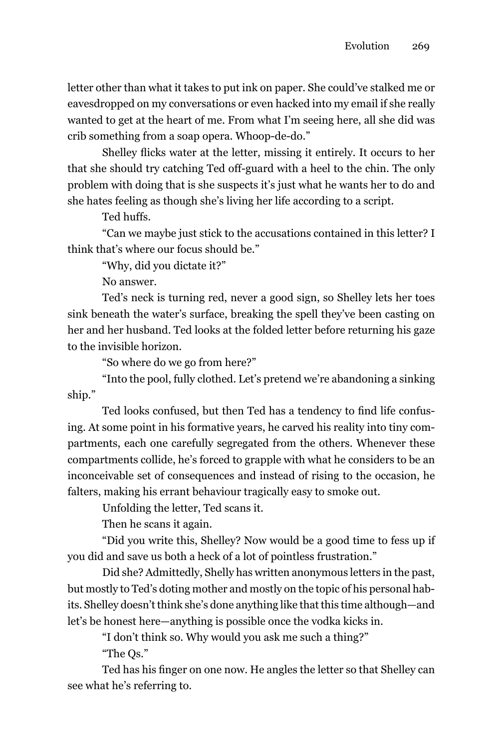letter other than what it takes to put ink on paper. She could've stalked me or eavesdropped on my conversations or even hacked into my email if she really wanted to get at the heart of me. From what I'm seeing here, all she did was crib something from a soap opera. Whoop-de-do."

Shelley flicks water at the letter, missing it entirely. It occurs to her that she should try catching Ted off-guard with a heel to the chin. The only problem with doing that is she suspects it's just what he wants her to do and she hates feeling as though she's living her life according to a script.

Ted huffs.

"Can we maybe just stick to the accusations contained in this letter? I think that's where our focus should be."

"Why, did you dictate it?"

No answer.

Ted's neck is turning red, never a good sign, so Shelley lets her toes sink beneath the water's surface, breaking the spell they've been casting on her and her husband. Ted looks at the folded letter before returning his gaze to the invisible horizon.

"So where do we go from here?"

"Into the pool, fully clothed. Let's pretend we're abandoning a sinking ship."

Ted looks confused, but then Ted has a tendency to find life confusing. At some point in his formative years, he carved his reality into tiny compartments, each one carefully segregated from the others. Whenever these compartments collide, he's forced to grapple with what he considers to be an inconceivable set of consequences and instead of rising to the occasion, he falters, making his errant behaviour tragically easy to smoke out.

Unfolding the letter, Ted scans it.

Then he scans it again.

"Did you write this, Shelley? Now would be a good time to fess up if you did and save us both a heck of a lot of pointless frustration."

Did she? Admittedly, Shelly has written anonymous letters in the past, but mostly to Ted's doting mother and mostly on the topic of his personal habits. Shelley doesn't think she's done anything like that this time although—and let's be honest here—anything is possible once the vodka kicks in.

"I don't think so. Why would you ask me such a thing?"

"The Qs."

Ted has his finger on one now. He angles the letter so that Shelley can see what he's referring to.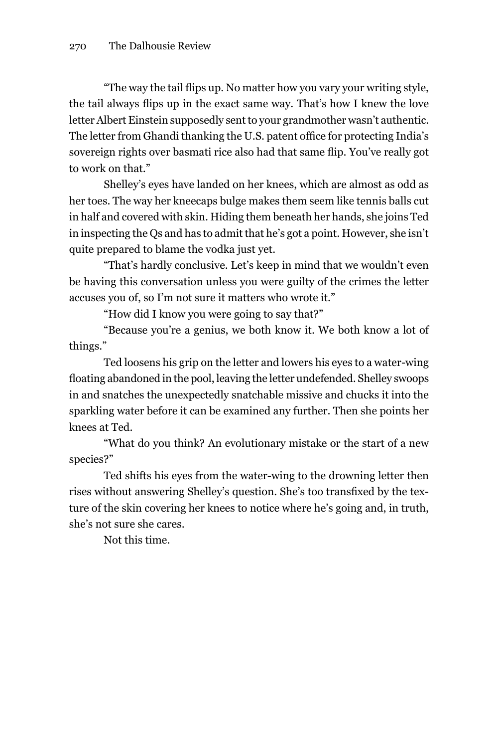"The way the tail flips up. No matter how you vary your writing style, the tail always flips up in the exact same way. That's how I knew the love letter Albert Einstein supposedly sent to your grandmother wasn't authentic. The letter from Ghandi thanking the U.S. patent office for protecting India's sovereign rights over basmati rice also had that same flip. You've really got to work on that."

Shelley's eyes have landed on her knees, which are almost as odd as her toes. The way her kneecaps bulge makes them seem like tennis balls cut in half and covered with skin. Hiding them beneath her hands, she joins Ted in inspecting the Qs and has to admit that he's got a point. However, she isn't quite prepared to blame the vodka just yet.

"That's hardly conclusive. Let's keep in mind that we wouldn't even be having this conversation unless you were guilty of the crimes the letter accuses you of, so I'm not sure it matters who wrote it."

"How did I know you were going to say that?"

"Because you're a genius, we both know it. We both know a lot of things."

Ted loosens his grip on the letter and lowers his eyes to a water-wing floating abandoned in the pool, leaving the letter undefended. Shelley swoops in and snatches the unexpectedly snatchable missive and chucks it into the sparkling water before it can be examined any further. Then she points her knees at Ted.

"What do you think? An evolutionary mistake or the start of a new species?"

Ted shifts his eyes from the water-wing to the drowning letter then rises without answering Shelley's question. She's too transfixed by the texture of the skin covering her knees to notice where he's going and, in truth, she's not sure she cares.

Not this time.